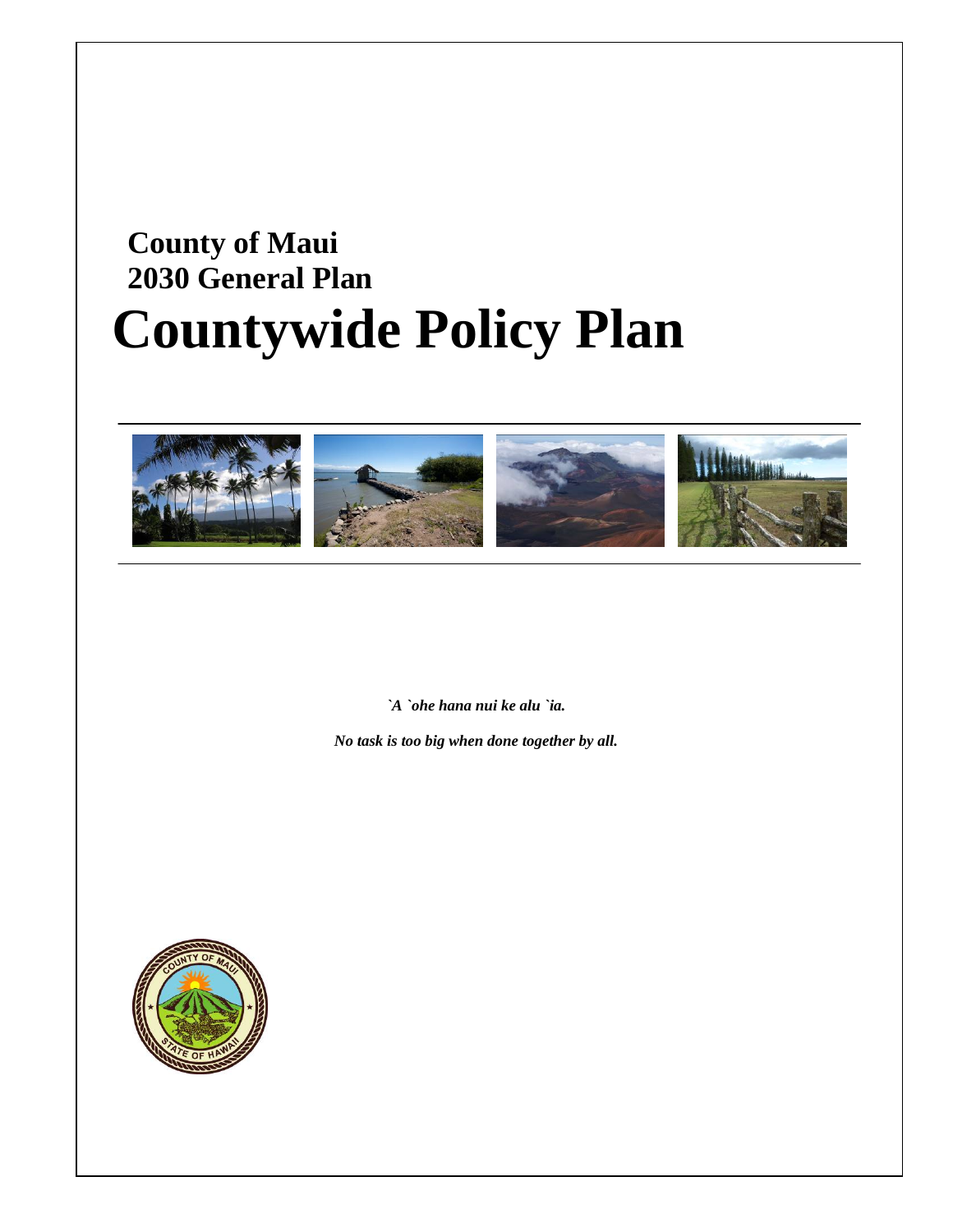**County of Maui**
**2030 General Plan**

# Countywide Policy Plan

***`A `ohe hana nui ke alu `ia.***

***No task is too big when done together by all.***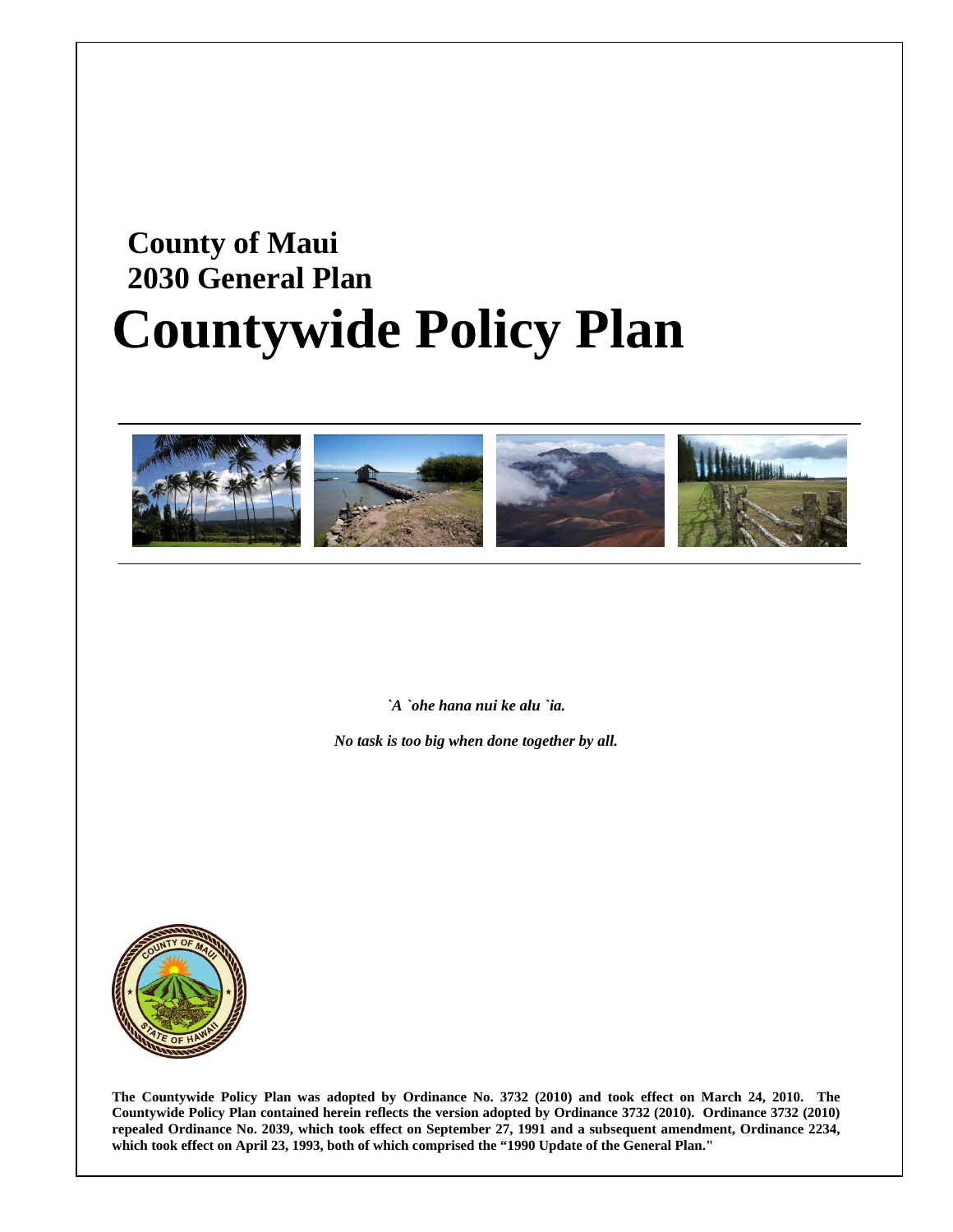# County of Maui
# 2030 General Plan
# Countywide Policy Plan

*`A `ohe hana nui ke alu `ia.*

*No task is too big when done together by all.*

**The Countywide Policy Plan was adopted by Ordinance No. 3732 (2010) and took effect on March 24, 2010. The Countywide Policy Plan contained herein reflects the version adopted by Ordinance 3732 (2010). Ordinance 3732 (2010) repealed Ordinance No. 2039, which took effect on September 27, 1991 and a subsequent amendment, Ordinance 2234, which took effect on April 23, 1993, both of which comprised the "1990 Update of the General Plan."**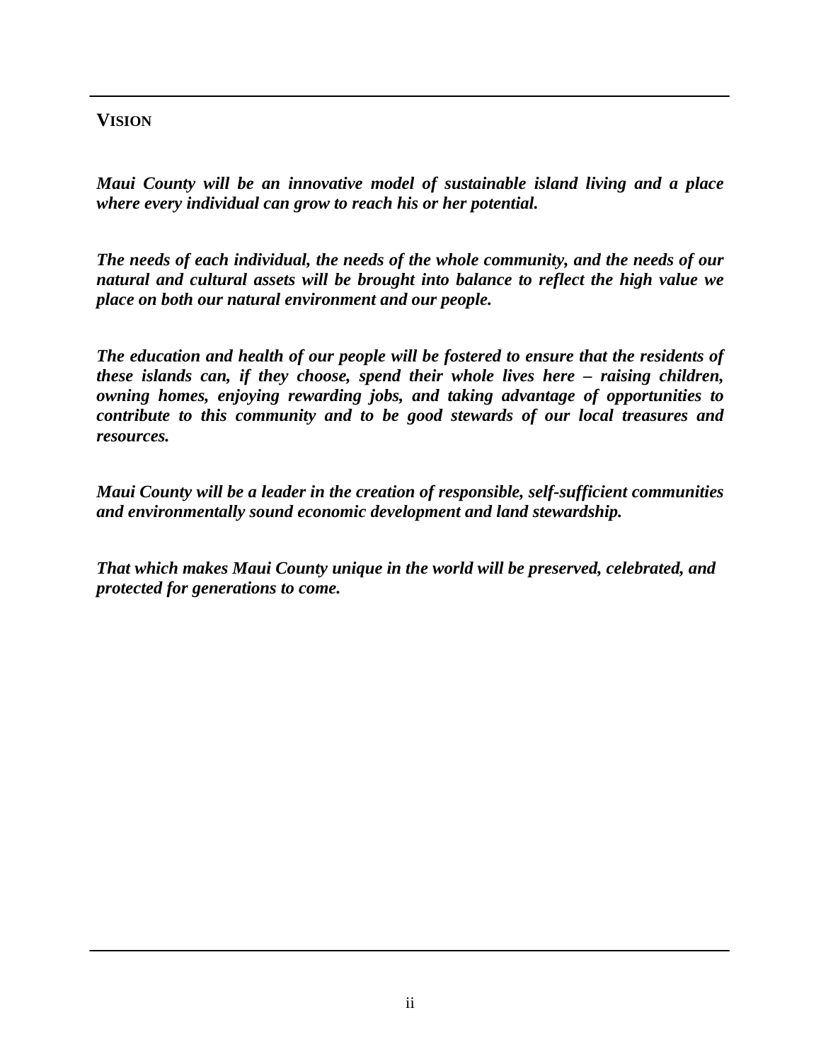## VISION

***Maui County will be an innovative model of sustainable island living and a place where every individual can grow to reach his or her potential.***

***The needs of each individual, the needs of the whole community, and the needs of our natural and cultural assets will be brought into balance to reflect the high value we place on both our natural environment and our people.***

***The education and health of our people will be fostered to ensure that the residents of these islands can, if they choose, spend their whole lives here – raising children, owning homes, enjoying rewarding jobs, and taking advantage of opportunities to contribute to this community and to be good stewards of our local treasures and resources.***

***Maui County will be a leader in the creation of responsible, self-sufficient communities and environmentally sound economic development and land stewardship.***

***That which makes Maui County unique in the world will be preserved, celebrated, and protected for generations to come.***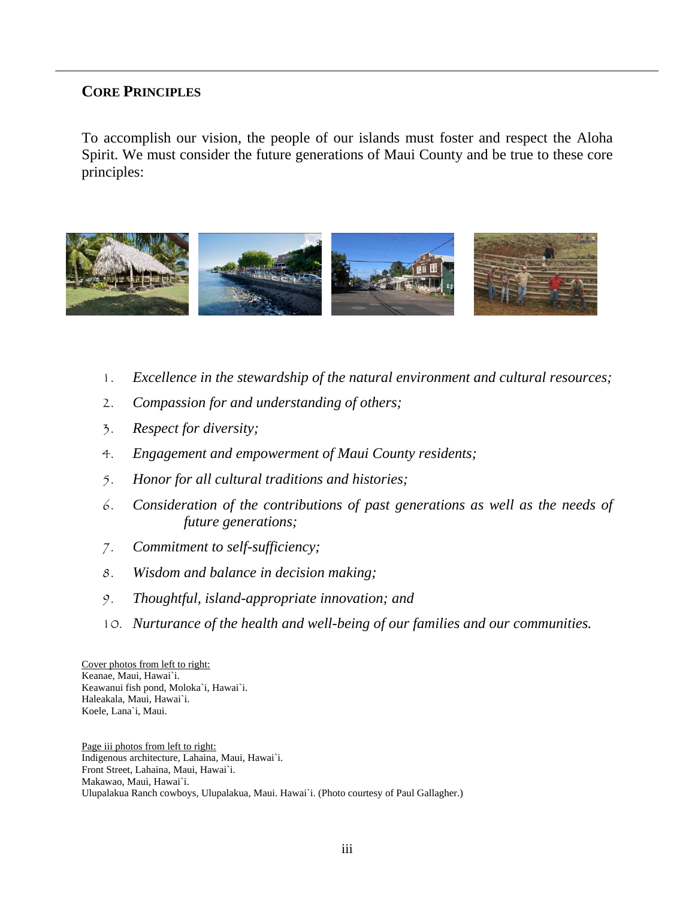## CORE PRINCIPLES

To accomplish our vision, the people of our islands must foster and respect the Aloha Spirit. We must consider the future generations of Maui County and be true to these core principles:

1. *Excellence in the stewardship of the natural environment and cultural resources;*
2. *Compassion for and understanding of others;*
3. *Respect for diversity;*
4. *Engagement and empowerment of Maui County residents;*
5. *Honor for all cultural traditions and histories;*
6. *Consideration of the contributions of past generations as well as the needs of future generations;*
7. *Commitment to self-sufficiency;*
8. *Wisdom and balance in decision making;*
9. *Thoughtful, island-appropriate innovation; and*
10. *Nurturance of the health and well-being of our families and our communities.*

Cover photos from left to right:
Keanae, Maui, Hawai`i.
Keawanui fish pond, Moloka`i, Hawai`i.
Haleakala, Maui, Hawai`i.
Koele, Lana`i, Maui.

Page iii photos from left to right:
Indigenous architecture, Lahaina, Maui, Hawai`i.
Front Street, Lahaina, Maui, Hawai`i.
Makawao, Maui, Hawai`i.
Ulupalakua Ranch cowboys, Ulupalakua, Maui. Hawai`i. (Photo courtesy of Paul Gallagher.)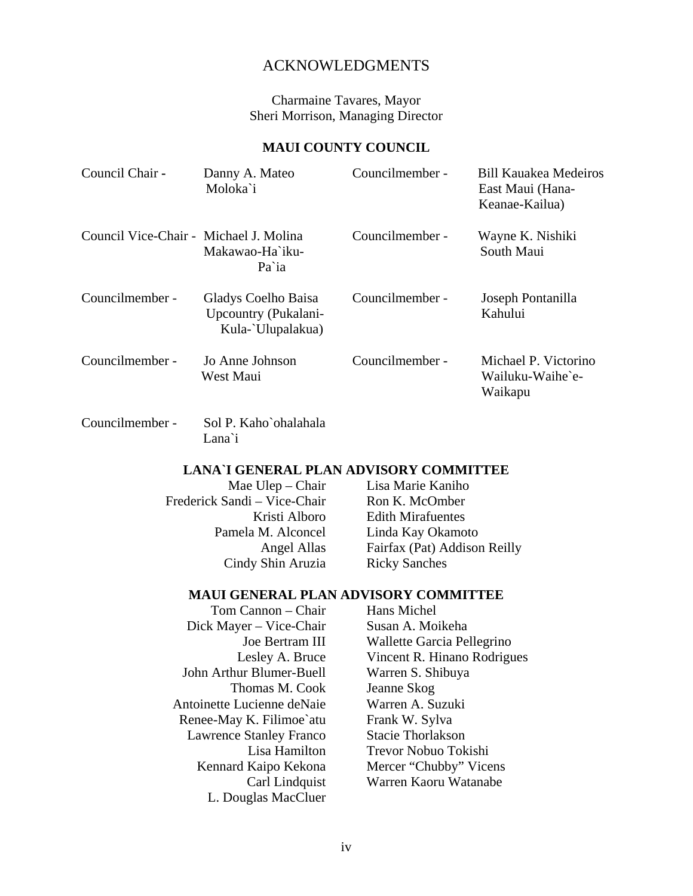# ACKNOWLEDGMENTS

Charmaine Tavares, Mayor
Sheri Morrison, Managing Director

## MAUI COUNTY COUNCIL

| | | | |
|---|---|---|---|
| Council Chair - | Danny A. Mateo<br>Moloka`i | Councilmember - | Bill Kauakea Medeiros<br>East Maui (Hana-Keanae-Kailua) |
| Council Vice-Chair - | Michael J. Molina<br>Makawao-Ha`iku-Pa`ia | Councilmember - | Wayne K. Nishiki<br>South Maui |
| Councilmember - | Gladys Coelho Baisa<br>Upcountry (Pukalani-Kula-`Ulupalakua) | Councilmember - | Joseph Pontanilla<br>Kahului |
| Councilmember - | Jo Anne Johnson<br>West Maui | Councilmember - | Michael P. Victorino<br>Wailuku-Waihe`e-Waikapu |
| Councilmember - | Sol P. Kaho`ohalahala<br>Lana`i | | |

## LANA`I GENERAL PLAN ADVISORY COMMITTEE

Mae Ulep – Chair
Frederick Sandi – Vice-Chair
Kristi Alboro
Pamela M. Alconcel
Angel Allas
Cindy Shin Aruzia
Lisa Marie Kaniho
Ron K. McOmber
Edith Mirafuentes
Linda Kay Okamoto
Fairfax (Pat) Addison Reilly
Ricky Sanches

## MAUI GENERAL PLAN ADVISORY COMMITTEE

Tom Cannon – Chair
Dick Mayer – Vice-Chair
Joe Bertram III
Lesley A. Bruce
John Arthur Blumer-Buell
Thomas M. Cook
Antoinette Lucienne deNaie
Renee-May K. Filimoe`atu
Lawrence Stanley Franco
Lisa Hamilton
Kennard Kaipo Kekona
Carl Lindquist
L. Douglas MacCluer
Hans Michel
Susan A. Moikeha
Wallette Garcia Pellegrino
Vincent R. Hinano Rodrigues
Warren S. Shibuya
Jeanne Skog
Warren A. Suzuki
Frank W. Sylva
Stacie Thorlakson
Trevor Nobuo Tokishi
Mercer "Chubby" Vicens
Warren Kaoru Watanabe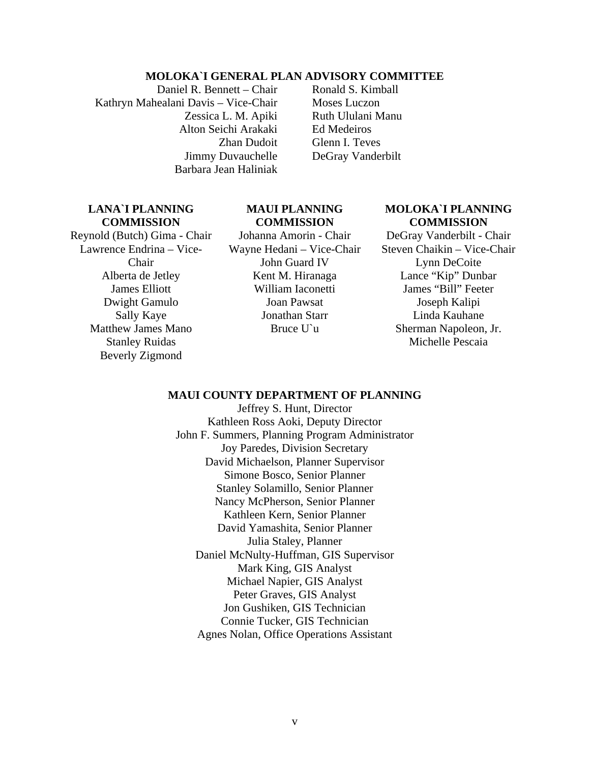**MOLOKA`I GENERAL PLAN ADVISORY COMMITTEE**

Daniel R. Bennett – Chair
Kathryn Mahealani Davis – Vice-Chair
Zessica L. M. Apiki
Alton Seichi Arakaki
Zhan Dudoit
Jimmy Duvauchelle
Barbara Jean Haliniak
Ronald S. Kimball
Moses Luczon
Ruth Ululani Manu
Ed Medeiros
Glenn I. Teves
DeGray Vanderbilt

**LANA`I PLANNING COMMISSION**

Reynold (Butch) Gima - Chair
Lawrence Endrina – Vice-Chair
Alberta de Jetley
James Elliott
Dwight Gamulo
Sally Kaye
Matthew James Mano
Stanley Ruidas
Beverly Zigmond

**MAUI PLANNING COMMISSION**

Johanna Amorin - Chair
Wayne Hedani – Vice-Chair
John Guard IV
Kent M. Hiranaga
William Iaconetti
Joan Pawsat
Jonathan Starr
Bruce U`u

**MOLOKA`I PLANNING COMMISSION**

DeGray Vanderbilt - Chair
Steven Chaikin – Vice-Chair
Lynn DeCoite
Lance "Kip" Dunbar
James "Bill" Feeter
Joseph Kalipi
Linda Kauhane
Sherman Napoleon, Jr.
Michelle Pescaia

**MAUI COUNTY DEPARTMENT OF PLANNING**

Jeffrey S. Hunt, Director
Kathleen Ross Aoki, Deputy Director
John F. Summers, Planning Program Administrator
Joy Paredes, Division Secretary
David Michaelson, Planner Supervisor
Simone Bosco, Senior Planner
Stanley Solamillo, Senior Planner
Nancy McPherson, Senior Planner
Kathleen Kern, Senior Planner
David Yamashita, Senior Planner
Julia Staley, Planner
Daniel McNulty-Huffman, GIS Supervisor
Mark King, GIS Analyst
Michael Napier, GIS Analyst
Peter Graves, GIS Analyst
Jon Gushiken, GIS Technician
Connie Tucker, GIS Technician
Agnes Nolan, Office Operations Assistant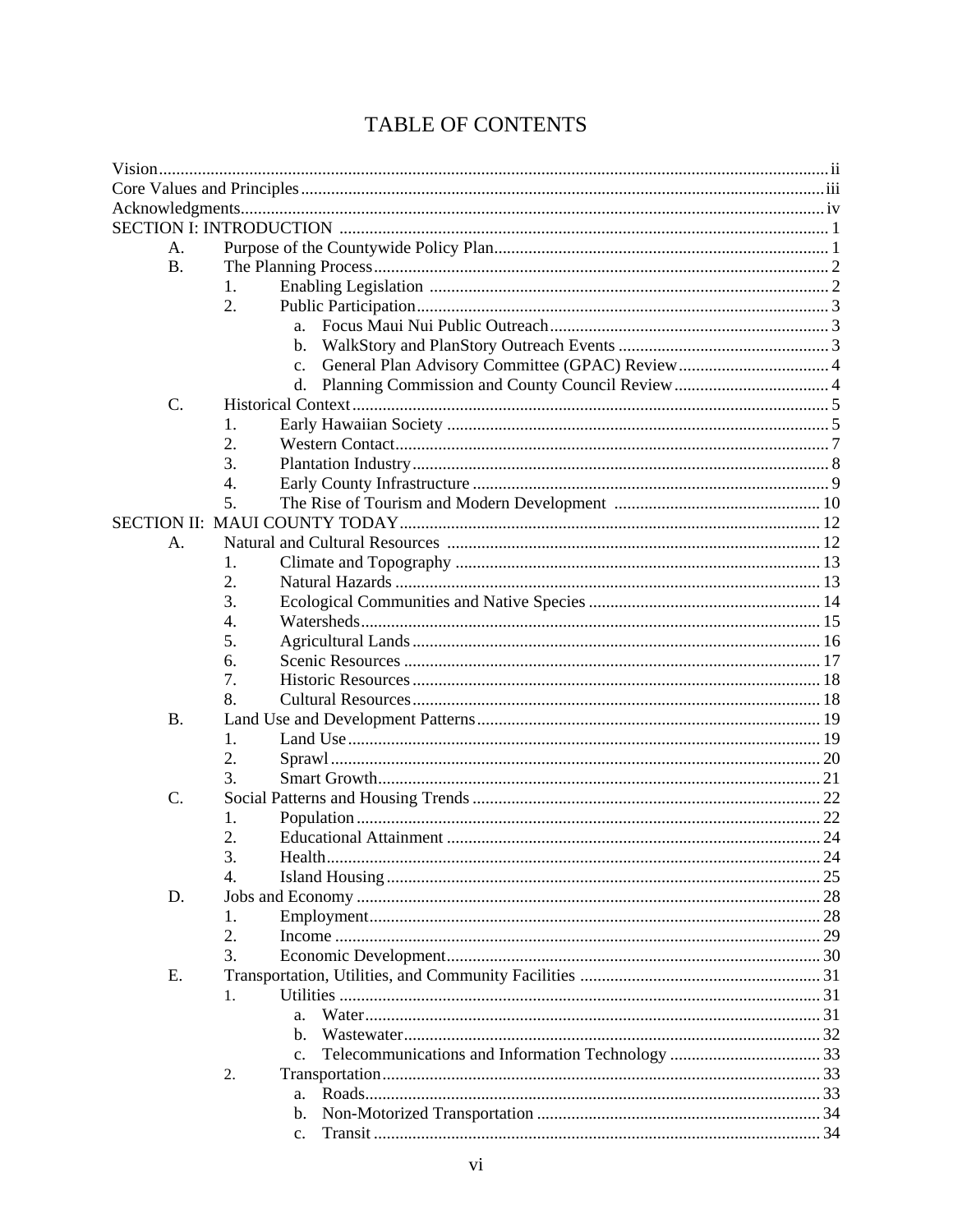# TABLE OF CONTENTS

Vision ..... ii
Core Values and Principles ..... iii
Acknowledgments ..... iv
SECTION I: INTRODUCTION ..... 1
- A. Purpose of the Countywide Policy Plan ..... 1
- B. The Planning Process ..... 2
  - 1. Enabling Legislation ..... 2
  - 2. Public Participation ..... 3
    - a. Focus Maui Nui Public Outreach ..... 3
    - b. WalkStory and PlanStory Outreach Events ..... 3
    - c. General Plan Advisory Committee (GPAC) Review ..... 4
    - d. Planning Commission and County Council Review ..... 4
- C. Historical Context ..... 5
  - 1. Early Hawaiian Society ..... 5
  - 2. Western Contact ..... 7
  - 3. Plantation Industry ..... 8
  - 4. Early County Infrastructure ..... 9
  - 5. The Rise of Tourism and Modern Development ..... 10

SECTION II: MAUI COUNTY TODAY ..... 12
- A. Natural and Cultural Resources ..... 12
  - 1. Climate and Topography ..... 13
  - 2. Natural Hazards ..... 13
  - 3. Ecological Communities and Native Species ..... 14
  - 4. Watersheds ..... 15
  - 5. Agricultural Lands ..... 16
  - 6. Scenic Resources ..... 17
  - 7. Historic Resources ..... 18
  - 8. Cultural Resources ..... 18
- B. Land Use and Development Patterns ..... 19
  - 1. Land Use ..... 19
  - 2. Sprawl ..... 20
  - 3. Smart Growth ..... 21
- C. Social Patterns and Housing Trends ..... 22
  - 1. Population ..... 22
  - 2. Educational Attainment ..... 24
  - 3. Health ..... 24
  - 4. Island Housing ..... 25
- D. Jobs and Economy ..... 28
  - 1. Employment ..... 28
  - 2. Income ..... 29
  - 3. Economic Development ..... 30
- E. Transportation, Utilities, and Community Facilities ..... 31
  - 1. Utilities ..... 31
    - a. Water ..... 31
    - b. Wastewater ..... 32
    - c. Telecommunications and Information Technology ..... 33
  - 2. Transportation ..... 33
    - a. Roads ..... 33
    - b. Non-Motorized Transportation ..... 34
    - c. Transit ..... 34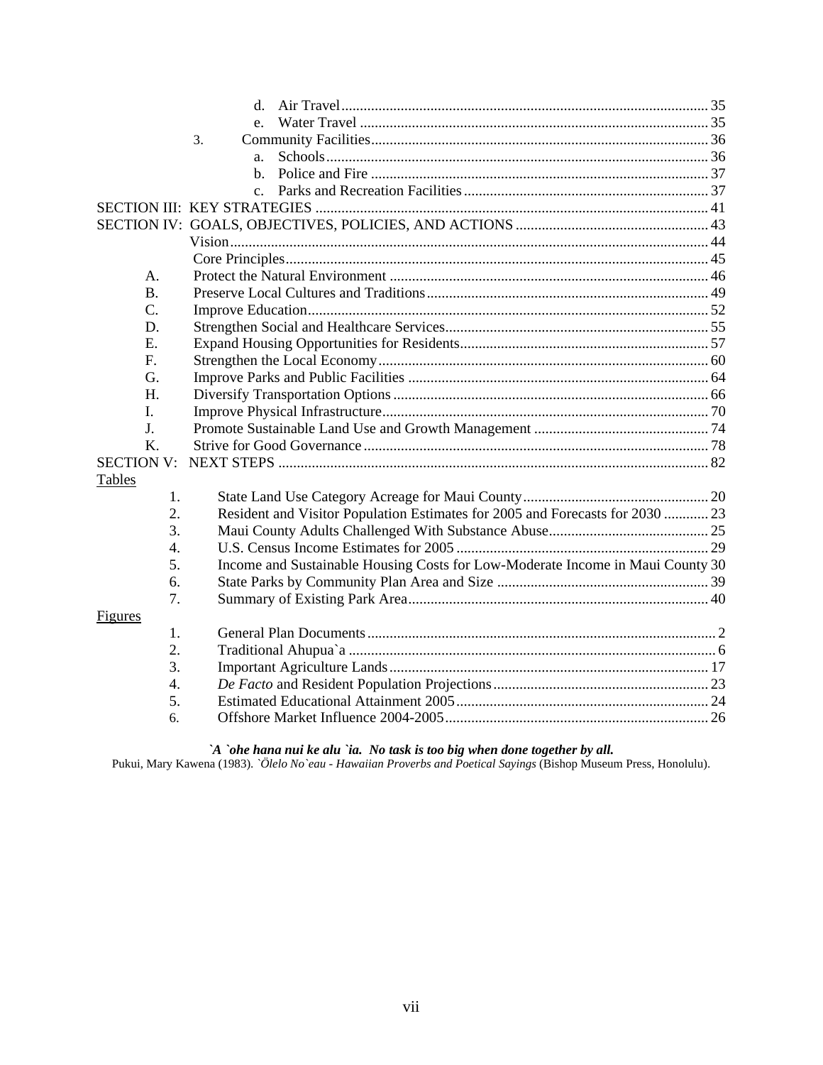d. Air Travel .......... 35
e. Water Travel .......... 35

3. Community Facilities .......... 36
a. Schools .......... 36
b. Police and Fire .......... 37
c. Parks and Recreation Facilities .......... 37

SECTION III: KEY STRATEGIES .......... 41

SECTION IV: GOALS, OBJECTIVES, POLICIES, AND ACTIONS .......... 43
Vision .......... 44
Core Principles .......... 45
A. Protect the Natural Environment .......... 46
B. Preserve Local Cultures and Traditions .......... 49
C. Improve Education .......... 52
D. Strengthen Social and Healthcare Services .......... 55
E. Expand Housing Opportunities for Residents .......... 57
F. Strengthen the Local Economy .......... 60
G. Improve Parks and Public Facilities .......... 64
H. Diversify Transportation Options .......... 66
I. Improve Physical Infrastructure .......... 70
J. Promote Sustainable Land Use and Growth Management .......... 74
K. Strive for Good Governance .......... 78

SECTION V: NEXT STEPS .......... 82

Tables

1. State Land Use Category Acreage for Maui County .......... 20
2. Resident and Visitor Population Estimates for 2005 and Forecasts for 2030 .......... 23
3. Maui County Adults Challenged With Substance Abuse .......... 25
4. U.S. Census Income Estimates for 2005 .......... 29
5. Income and Sustainable Housing Costs for Low-Moderate Income in Maui County 30
6. State Parks by Community Plan Area and Size .......... 39
7. Summary of Existing Park Area .......... 40

Figures

1. General Plan Documents .......... 2
2. Traditional Ahupua`a .......... 6
3. Important Agriculture Lands .......... 17
4. *De Facto* and Resident Population Projections .......... 23
5. Estimated Educational Attainment 2005 .......... 24
6. Offshore Market Influence 2004-2005 .......... 26

***`A `ohe hana nui ke alu `ia. No task is too big when done together by all.***
Pukui, Mary Kawena (1983). *`Ōlelo No`eau - Hawaiian Proverbs and Poetical Sayings* (Bishop Museum Press, Honolulu).